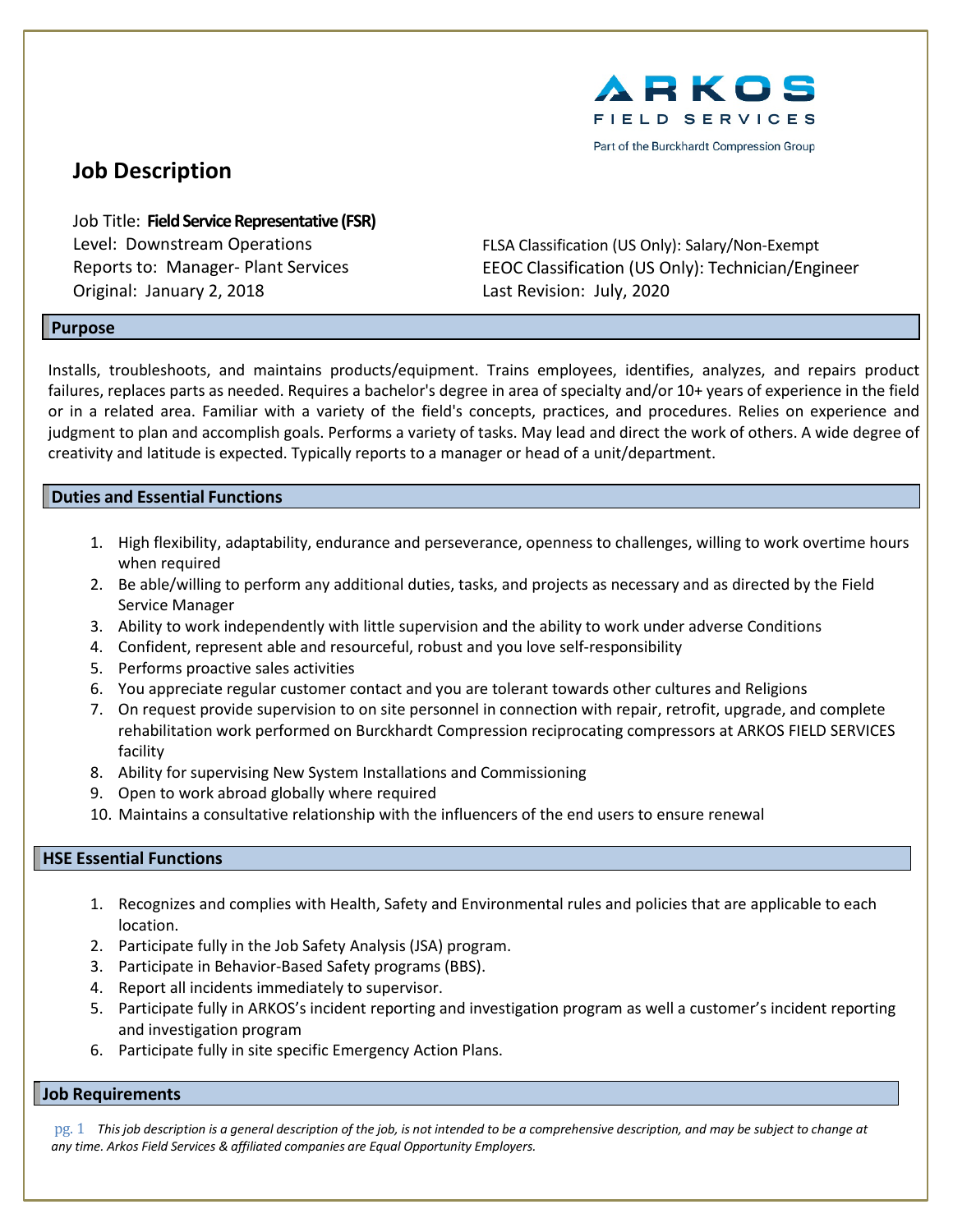ARKOS FIELD SERVICES
Part of the Burckhardt Compression Group

# Job Description

Job Title: **Field Service Representative (FSR)**
Level: Downstream Operations
Reports to: Manager- Plant Services
Original: January 2, 2018

FLSA Classification (US Only): Salary/Non-Exempt
EEOC Classification (US Only): Technician/Engineer
Last Revision: July, 2020

## Purpose

Installs, troubleshoots, and maintains products/equipment. Trains employees, identifies, analyzes, and repairs product failures, replaces parts as needed. Requires a bachelor's degree in area of specialty and/or 10+ years of experience in the field or in a related area. Familiar with a variety of the field's concepts, practices, and procedures. Relies on experience and judgment to plan and accomplish goals. Performs a variety of tasks. May lead and direct the work of others. A wide degree of creativity and latitude is expected. Typically reports to a manager or head of a unit/department.

## Duties and Essential Functions

1. High flexibility, adaptability, endurance and perseverance, openness to challenges, willing to work overtime hours when required
2. Be able/willing to perform any additional duties, tasks, and projects as necessary and as directed by the Field Service Manager
3. Ability to work independently with little supervision and the ability to work under adverse Conditions
4. Confident, represent able and resourceful, robust and you love self-responsibility
5. Performs proactive sales activities
6. You appreciate regular customer contact and you are tolerant towards other cultures and Religions
7. On request provide supervision to on site personnel in connection with repair, retrofit, upgrade, and complete rehabilitation work performed on Burckhardt Compression reciprocalty compressors at ARKOS FIELD SERVICES facility
8. Ability for supervising New System Installations and Commissioning
9. Open to work abroad globally where required
10. Maintains a consultative relationship with the influencers of the end users to ensure renewal

## HSE Essential Functions

1. Recognizes and complies with Health, Safety and Environmental rules and policies that are applicable to each location.
2. Participate fully in the Job Safety Analysis (JSA) program.
3. Participate in Behavior-Based Safety programs (BBS).
4. Report all incidents immediately to supervisor.
5. Participate fully in ARKOS's incident reporting and investigation program as well a customer's incident reporting and investigation program
6. Participate fully in site specific Emergency Action Plans.

## Job Requirements

*This job description is a general description of the job, is not intended to be a comprehensive description, and may be subject to change at any time. Arkos Field Services & affiliated companies are Equal Opportunity Employers.*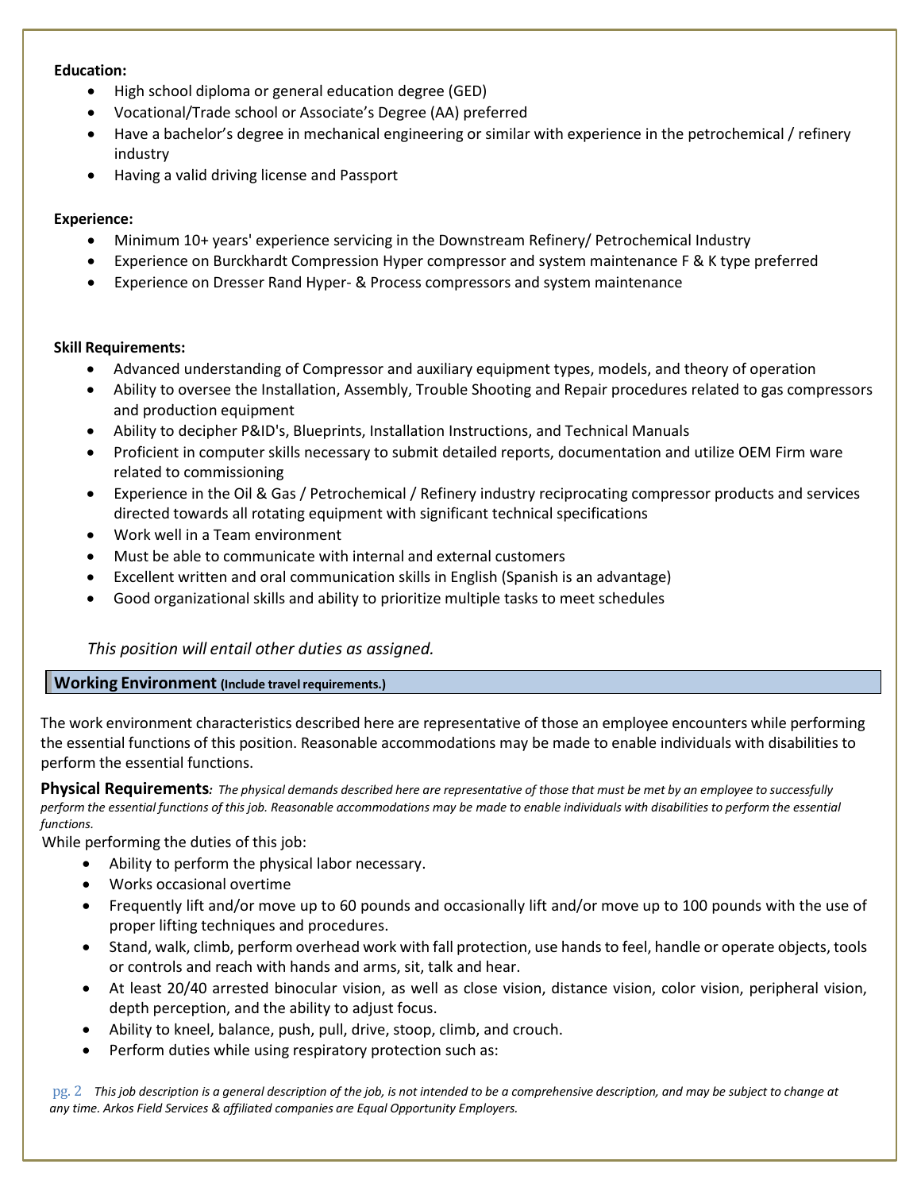**Education:**

- High school diploma or general education degree (GED)
- Vocational/Trade school or Associate's Degree (AA) preferred
- Have a bachelor's degree in mechanical engineering or similar with experience in the petrochemical / refinery industry
- Having a valid driving license and Passport

**Experience:**

- Minimum 10+ years' experience servicing in the Downstream Refinery/ Petrochemical Industry
- Experience on Burckhardt Compression Hyper compressor and system maintenance F & K type preferred
- Experience on Dresser Rand Hyper- & Process compressors and system maintenance

**Skill Requirements:**

- Advanced understanding of Compressor and auxiliary equipment types, models, and theory of operation
- Ability to oversee the Installation, Assembly, Trouble Shooting and Repair procedures related to gas compressors and production equipment
- Ability to decipher P&ID's, Blueprints, Installation Instructions, and Technical Manuals
- Proficient in computer skills necessary to submit detailed reports, documentation and utilize OEM Firm ware related to commissioning
- Experience in the Oil & Gas / Petrochemical / Refinery industry reciprocating compressor products and services directed towards all rotating equipment with significant technical specifications
- Work well in a Team environment
- Must be able to communicate with internal and external customers
- Excellent written and oral communication skills in English (Spanish is an advantage)
- Good organizational skills and ability to prioritize multiple tasks to meet schedules

*This position will entail other duties as assigned.*

## Working Environment (Include travel requirements.)

The work environment characteristics described here are representative of those an employee encounters while performing the essential functions of this position. Reasonable accommodations may be made to enable individuals with disabilities to perform the essential functions.

**Physical Requirements***: The physical demands described here are representative of those that must be met by an employee to successfully perform the essential functions of this job. Reasonable accommodations may be made to enable individuals with disabilities to perform the essential functions.*

While performing the duties of this job:

- Ability to perform the physical labor necessary.
- Works occasional overtime
- Frequently lift and/or move up to 60 pounds and occasionally lift and/or move up to 100 pounds with the use of proper lifting techniques and procedures.
- Stand, walk, climb, perform overhead work with fall protection, use hands to feel, handle or operate objects, tools or controls and reach with hands and arms, sit, talk and hear.
- At least 20/40 arrested binocular vision, as well as close vision, distance vision, color vision, peripheral vision, depth perception, and the ability to adjust focus.
- Ability to kneel, balance, push, pull, drive, stoop, climb, and crouch.
- Perform duties while using respiratory protection such as:

*This job description is a general description of the job, is not intended to be a comprehensive description, and may be subject to change at any time. Arkos Field Services & affiliated companies are Equal Opportunity Employers.*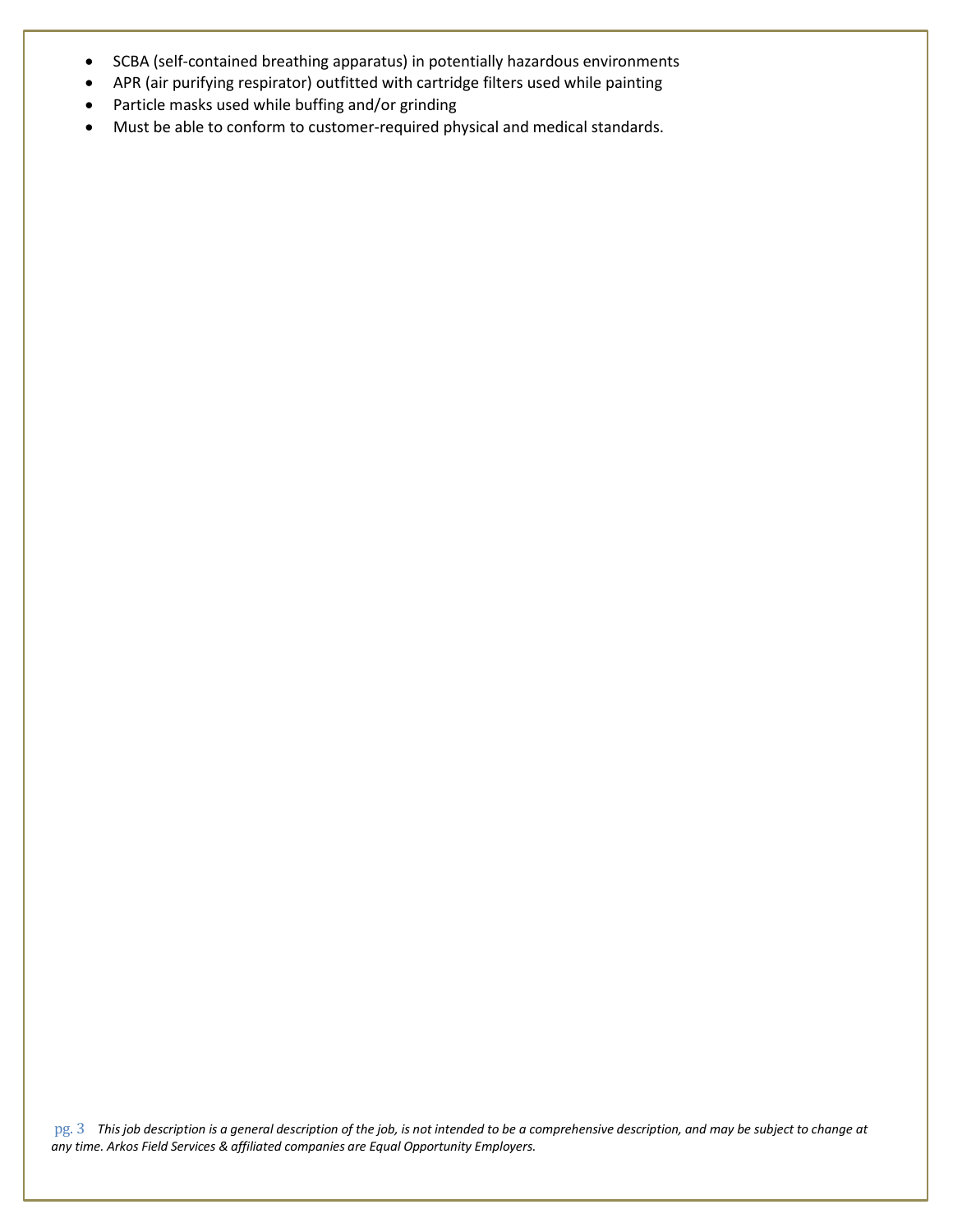- SCBA (self-contained breathing apparatus) in potentially hazardous environments
- APR (air purifying respirator) outfitted with cartridge filters used while painting
- Particle masks used while buffing and/or grinding
- Must be able to conform to customer-required physical and medical standards.

*This job description is a general description of the job, is not intended to be a comprehensive description, and may be subject to change at any time. Arkos Field Services & affiliated companies are Equal Opportunity Employers.*